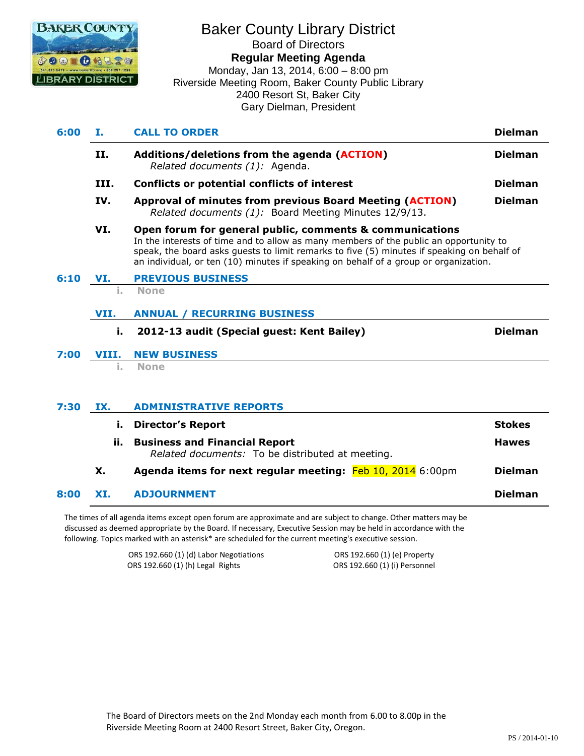# Baker County Library District

Board of Directors

**Regular Meeting Agenda**

Monday, Jan 13, 2014, 6:00 – 8:00 pm
Riverside Meeting Room, Baker County Public Library
2400 Resort St, Baker City
Gary Dielman, President

| Time | No. | Item | Presenter |
|---|---|---|---|
| 6:00 | **I.** | **CALL TO ORDER** | **Dielman** |
| | **II.** | **Additions/deletions from the agenda (ACTION)** <br> *Related documents (1):* Agenda. | **Dielman** |
| | **III.** | **Conflicts or potential conflicts of interest** | **Dielman** |
| | **IV.** | **Approval of minutes from previous Board Meeting (ACTION)** <br> *Related documents (1):* Board Meeting Minutes 12/9/13. | **Dielman** |
| | **VI.** | **Open forum for general public, comments & communications** <br> In the interests of time and to allow as many members of the public an opportunity to speak, the board asks guests to limit remarks to five (5) minutes if speaking on behalf of an individual, or ten (10) minutes if speaking on behalf of a group or organization. | |
| 6:10 | **VI.** | **PREVIOUS BUSINESS** | |
| | i. | None | |
| | **VII.** | **ANNUAL / RECURRING BUSINESS** | |
| | **i.** | **2012-13 audit (Special guest: Kent Bailey)** | **Dielman** |
| 7:00 | **VIII.** | **NEW BUSINESS** | |
| | i. | None | |
| 7:30 | **IX.** | **ADMINISTRATIVE REPORTS** | |
| | **i.** | **Director's Report** | **Stokes** |
| | **ii.** | **Business and Financial Report** <br> *Related documents:* To be distributed at meeting. | **Hawes** |
| | **X.** | **Agenda items for next regular meeting:** Feb 10, 2014 6:00pm | **Dielman** |
| 8:00 | **XI.** | **ADJOURNMENT** | **Dielman** |

The times of all agenda items except open forum are approximate and are subject to change. Other matters may be discussed as deemed appropriate by the Board. If necessary, Executive Session may be held in accordance with the following. Topics marked with an asterisk* are scheduled for the current meeting's executive session.

ORS 192.660 (1) (d) Labor Negotiations
ORS 192.660 (1) (e) Property
ORS 192.660 (1) (h) Legal Rights
ORS 192.660 (1) (i) Personnel

The Board of Directors meets on the 2nd Monday each month from 6.00 to 8.00p in the Riverside Meeting Room at 2400 Resort Street, Baker City, Oregon.

PS / 2014-01-10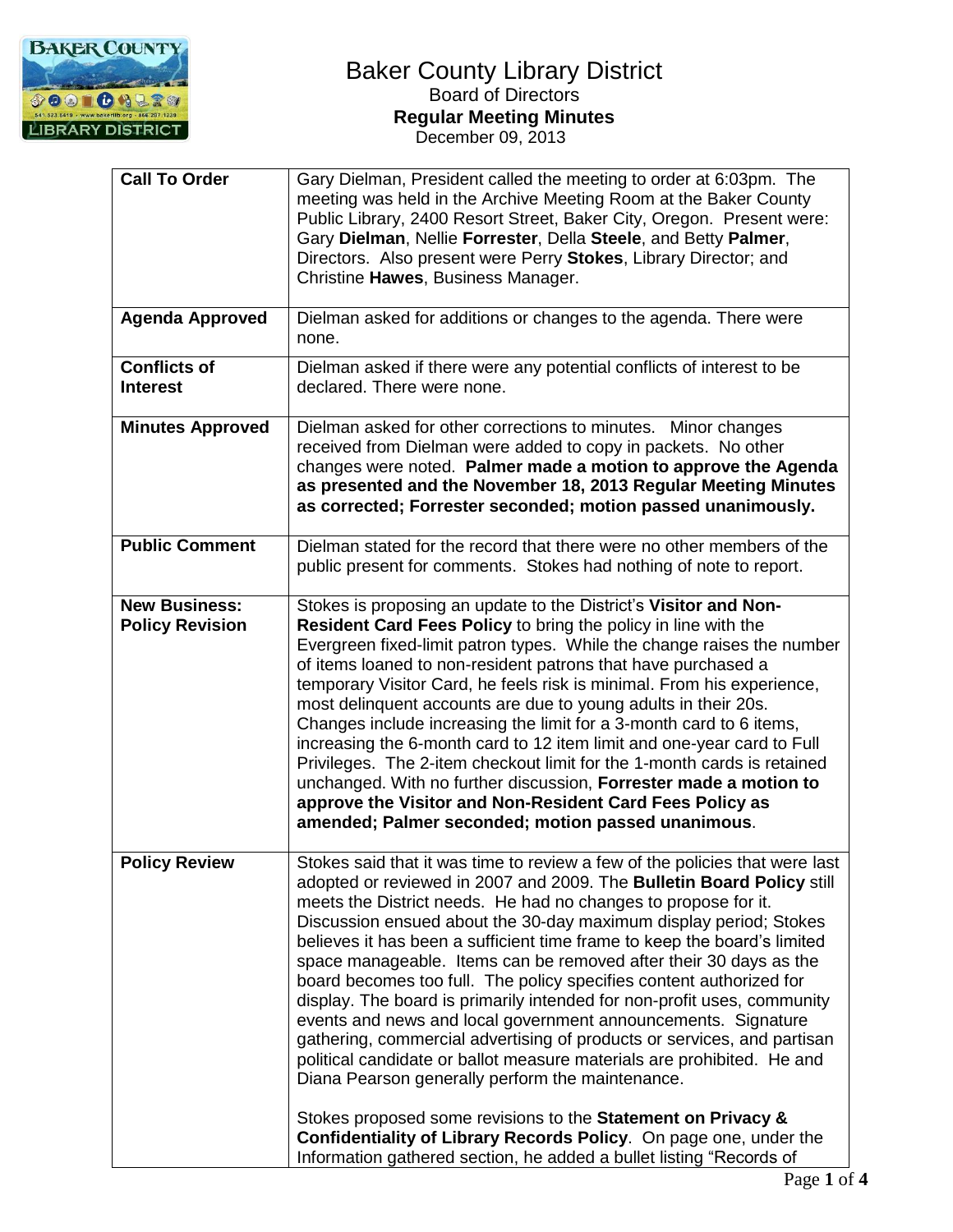# Baker County Library District

Board of Directors

**Regular Meeting Minutes**

December 09, 2013

| | |
|---|---|
| **Call To Order** | Gary Dielman, President called the meeting to order at 6:03pm. The meeting was held in the Archive Meeting Room at the Baker County Public Library, 2400 Resort Street, Baker City, Oregon. Present were: Gary **Dielman**, Nellie **Forrester**, Della **Steele**, and Betty **Palmer**, Directors. Also present were Perry **Stokes**, Library Director; and Christine **Hawes**, Business Manager. |
| **Agenda Approved** | Dielman asked for additions or changes to the agenda. There were none. |
| **Conflicts of Interest** | Dielman asked if there were any potential conflicts of interest to be declared. There were none. |
| **Minutes Approved** | Dielman asked for other corrections to minutes. Minor changes received from Dielman were added to copy in packets. No other changes were noted. **Palmer made a motion to approve the Agenda as presented and the November 18, 2013 Regular Meeting Minutes as corrected; Forrester seconded; motion passed unanimously.** |
| **Public Comment** | Dielman stated for the record that there were no other members of the public present for comments. Stokes had nothing of note to report. |
| **New Business: Policy Revision** | Stokes is proposing an update to the District's **Visitor and Non-Resident Card Fees Policy** to bring the policy in line with the Evergreen fixed-limit patron types. While the change raises the number of items loaned to non-resident patrons that have purchased a temporary Visitor Card, he feels risk is minimal. From his experience, most delinquent accounts are due to young adults in their 20s. Changes include increasing the limit for a 3-month card to 6 items, increasing the 6-month card to 12 item limit and one-year card to Full Privileges. The 2-item checkout limit for the 1-month cards is retained unchanged. With no further discussion, **Forrester made a motion to approve the Visitor and Non-Resident Card Fees Policy as amended; Palmer seconded; motion passed unanimous**. |
| **Policy Review** | Stokes said that it was time to review a few of the policies that were last adopted or reviewed in 2007 and 2009. The **Bulletin Board Policy** still meets the District needs. He had no changes to propose for it. Discussion ensued about the 30-day maximum display period; Stokes believes it has been a sufficient time frame to keep the board's limited space manageable. Items can be removed after their 30 days as the board becomes too full. The policy specifies content authorized for display. The board is primarily intended for non-profit uses, community events and news and local government announcements. Signature gathering, commercial advertising of products or services, and partisan political candidate or ballot measure materials are prohibited. He and Diana Pearson generally perform the maintenance.<br><br>Stokes proposed some revisions to the **Statement on Privacy & Confidentiality of Library Records Policy**. On page one, under the Information gathered section, he added a bullet listing "Records of |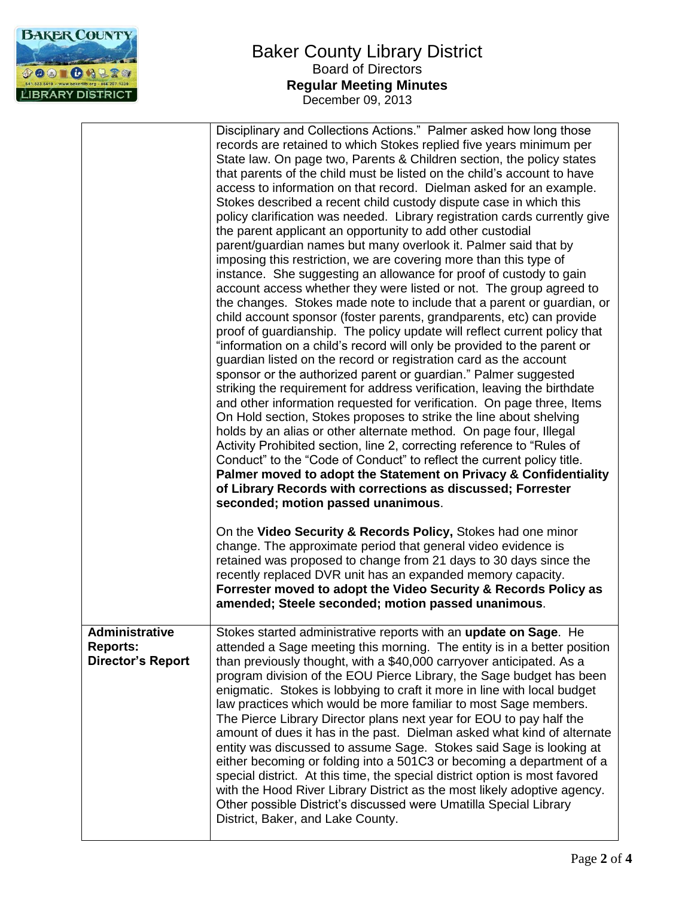# Baker County Library District

Board of Directors

**Regular Meeting Minutes**

December 09, 2013

| | |
|---|---|
| | Disciplinary and Collections Actions." Palmer asked how long those records are retained to which Stokes replied five years minimum per State law. On page two, Parents & Children section, the policy states that parents of the child must be listed on the child's account to have access to information on that record. Dielman asked for an example. Stokes described a recent child custody dispute case in which this policy clarification was needed. Library registration cards currently give the parent applicant an opportunity to add other custodial parent/guardian names but many overlook it. Palmer said that by imposing this restriction, we are covering more than this type of instance. She suggesting an allowance for proof of custody to gain account access whether they were listed or not. The group agreed to the changes. Stokes made note to include that a parent or guardian, or child account sponsor (foster parents, grandparents, etc) can provide proof of guardianship. The policy update will reflect current policy that "information on a child's record will only be provided to the parent or guardian listed on the record or registration card as the account sponsor or the authorized parent or guardian." Palmer suggested striking the requirement for address verification, leaving the birthdate and other information requested for verification. On page three, Items On Hold section, Stokes proposes to strike the line about shelving holds by an alias or other alternate method. On page four, Illegal Activity Prohibited section, line 2, correcting reference to "Rules of Conduct" to the "Code of Conduct" to reflect the current policy title. **Palmer moved to adopt the Statement on Privacy & Confidentiality of Library Records with corrections as discussed; Forrester seconded; motion passed unanimous**.<br><br>On the **Video Security & Records Policy,** Stokes had one minor change. The approximate period that general video evidence is retained was proposed to change from 21 days to 30 days since the recently replaced DVR unit has an expanded memory capacity. **Forrester moved to adopt the Video Security & Records Policy as amended; Steele seconded; motion passed unanimous**. |
| **Administrative Reports: Director's Report** | Stokes started administrative reports with an **update on Sage**. He attended a Sage meeting this morning. The entity is in a better position than previously thought, with a $40,000 carryover anticipated. As a program division of the EOU Pierce Library, the Sage budget has been enigmatic. Stokes is lobbying to craft it more in line with local budget law practices which would be more familiar to most Sage members. The Pierce Library Director plans next year for EOU to pay half the amount of dues it has in the past. Dielman asked what kind of alternate entity was discussed to assume Sage. Stokes said Sage is looking at either becoming or folding into a 501C3 or becoming a department of a special district. At this time, the special district option is most favored with the Hood River Library District as the most likely adoptive agency. Other possible District's discussed were Umatilla Special Library District, Baker, and Lake County. |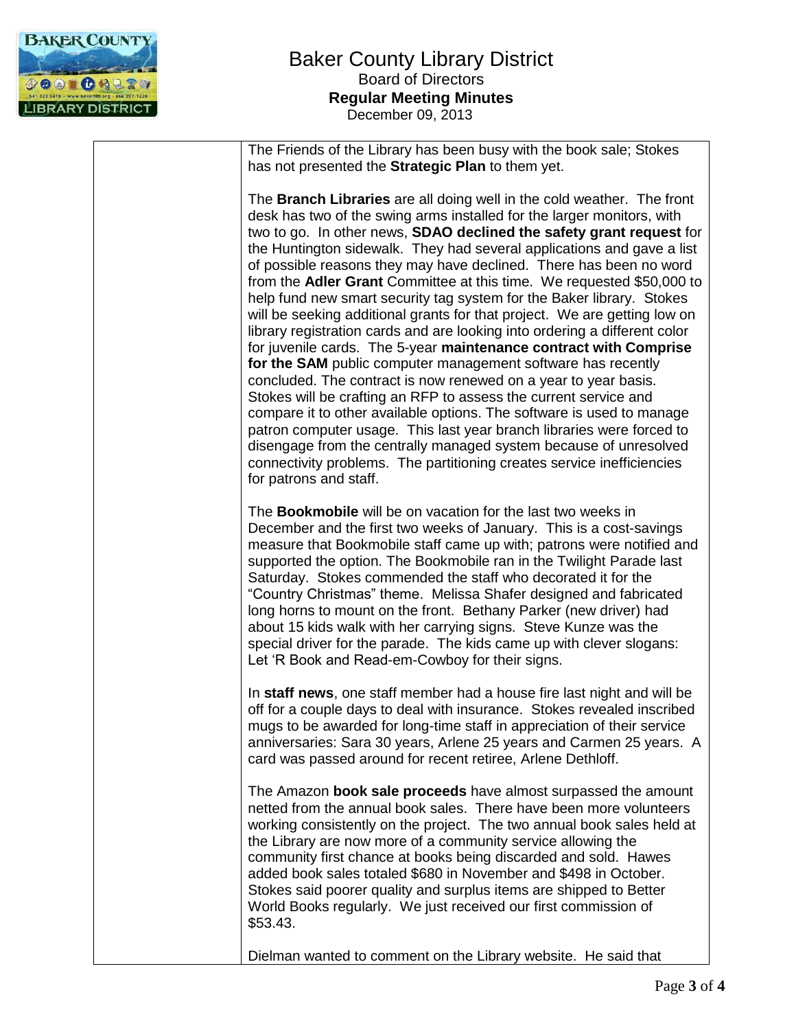The Friends of the Library has been busy with the book sale; Stokes has not presented the **Strategic Plan** to them yet.

The **Branch Libraries** are all doing well in the cold weather. The front desk has two of the swing arms installed for the larger monitors, with two to go. In other news, **SDAO declined the safety grant request** for the Huntington sidewalk. They had several applications and gave a list of possible reasons they may have declined. There has been no word from the **Adler Grant** Committee at this time. We requested $50,000 to help fund new smart security tag system for the Baker library. Stokes will be seeking additional grants for that project. We are getting low on library registration cards and are looking into ordering a different color for juvenile cards. The 5-year **maintenance contract with Comprise for the SAM** public computer management software has recently concluded. The contract is now renewed on a year to year basis. Stokes will be crafting an RFP to assess the current service and compare it to other available options. The software is used to manage patron computer usage. This last year branch libraries were forced to disengage from the centrally managed system because of unresolved connectivity problems. The partitioning creates service inefficiencies for patrons and staff.

The **Bookmobile** will be on vacation for the last two weeks in December and the first two weeks of January. This is a cost-savings measure that Bookmobile staff came up with; patrons were notified and supported the option. The Bookmobile ran in the Twilight Parade last Saturday. Stokes commended the staff who decorated it for the "Country Christmas" theme. Melissa Shafer designed and fabricated long horns to mount on the front. Bethany Parker (new driver) had about 15 kids walk with her carrying signs. Steve Kunze was the special driver for the parade. The kids came up with clever slogans: Let 'R Book and Read-em-Cowboy for their signs.

In **staff news**, one staff member had a house fire last night and will be off for a couple days to deal with insurance. Stokes revealed inscribed mugs to be awarded for long-time staff in appreciation of their service anniversaries: Sara 30 years, Arlene 25 years and Carmen 25 years. A card was passed around for recent retiree, Arlene Dethloff.

The Amazon **book sale proceeds** have almost surpassed the amount netted from the annual book sales. There have been more volunteers working consistently on the project. The two annual book sales held at the Library are now more of a community service allowing the community first chance at books being discarded and sold. Hawes added book sales totaled $680 in November and $498 in October. Stokes said poorer quality and surplus items are shipped to Better World Books regularly. We just received our first commission of $53.43.

Dielman wanted to comment on the Library website. He said that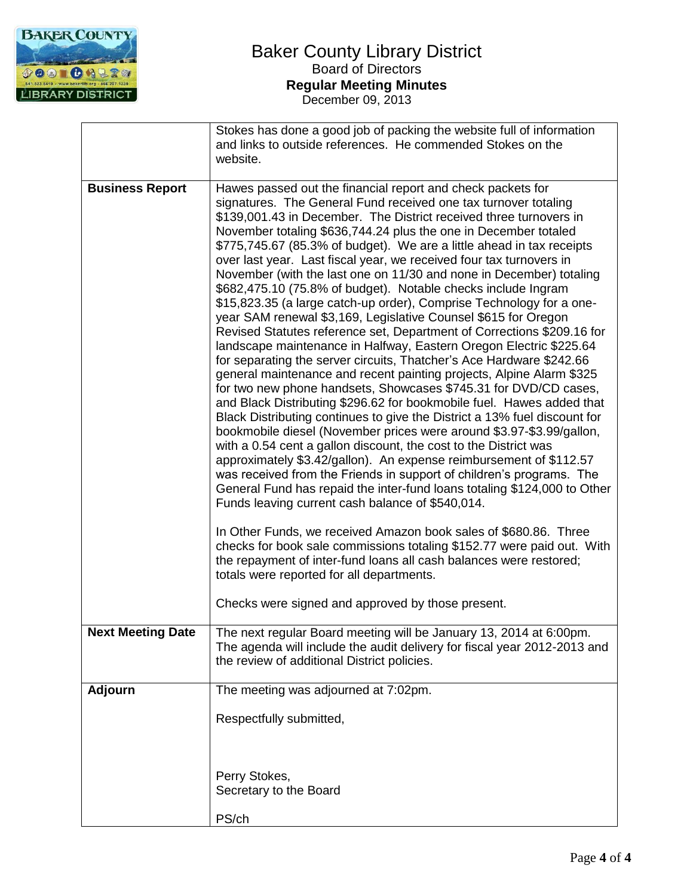# Baker County Library District

Board of Directors

**Regular Meeting Minutes**

December 09, 2013

| | |
|---|---|
| | Stokes has done a good job of packing the website full of information and links to outside references. He commended Stokes on the website. |
| **Business Report** | Hawes passed out the financial report and check packets for signatures. The General Fund received one tax turnover totaling \$139,001.43 in December. The District received three turnovers in November totaling \$636,744.24 plus the one in December totaled \$775,745.67 (85.3% of budget). We are a little ahead in tax receipts over last year. Last fiscal year, we received four tax turnovers in November (with the last one on 11/30 and none in December) totaling \$682,475.10 (75.8% of budget). Notable checks include Ingram \$15,823.35 (a large catch-up order), Comprise Technology for a one-year SAM renewal \$3,169, Legislative Counsel \$615 for Oregon Revised Statutes reference set, Department of Corrections \$209.16 for landscape maintenance in Halfway, Eastern Oregon Electric \$225.64 for separating the server circuits, Thatcher's Ace Hardware \$242.66 general maintenance and recent painting projects, Alpine Alarm \$325 for two new phone handsets, Showcases \$745.31 for DVD/CD cases, and Black Distributing \$296.62 for bookmobile fuel. Hawes added that Black Distributing continues to give the District a 13% fuel discount for bookmobile diesel (November prices were around \$3.97-\$3.99/gallon, with a 0.54 cent a gallon discount, the cost to the District was approximately \$3.42/gallon). An expense reimbursement of \$112.57 was received from the Friends in support of children's programs. The General Fund has repaid the inter-fund loans totaling \$124,000 to Other Funds leaving current cash balance of \$540,014.<br><br>In Other Funds, we received Amazon book sales of \$680.86. Three checks for book sale commissions totaling \$152.77 were paid out. With the repayment of inter-fund loans all cash balances were restored; totals were reported for all departments.<br><br>Checks were signed and approved by those present. |
| **Next Meeting Date** | The next regular Board meeting will be January 13, 2014 at 6:00pm. The agenda will include the audit delivery for fiscal year 2012-2013 and the review of additional District policies. |
| **Adjourn** | The meeting was adjourned at 7:02pm.<br><br>Respectfully submitted,<br><br><br>Perry Stokes,<br>Secretary to the Board<br><br>PS/ch |